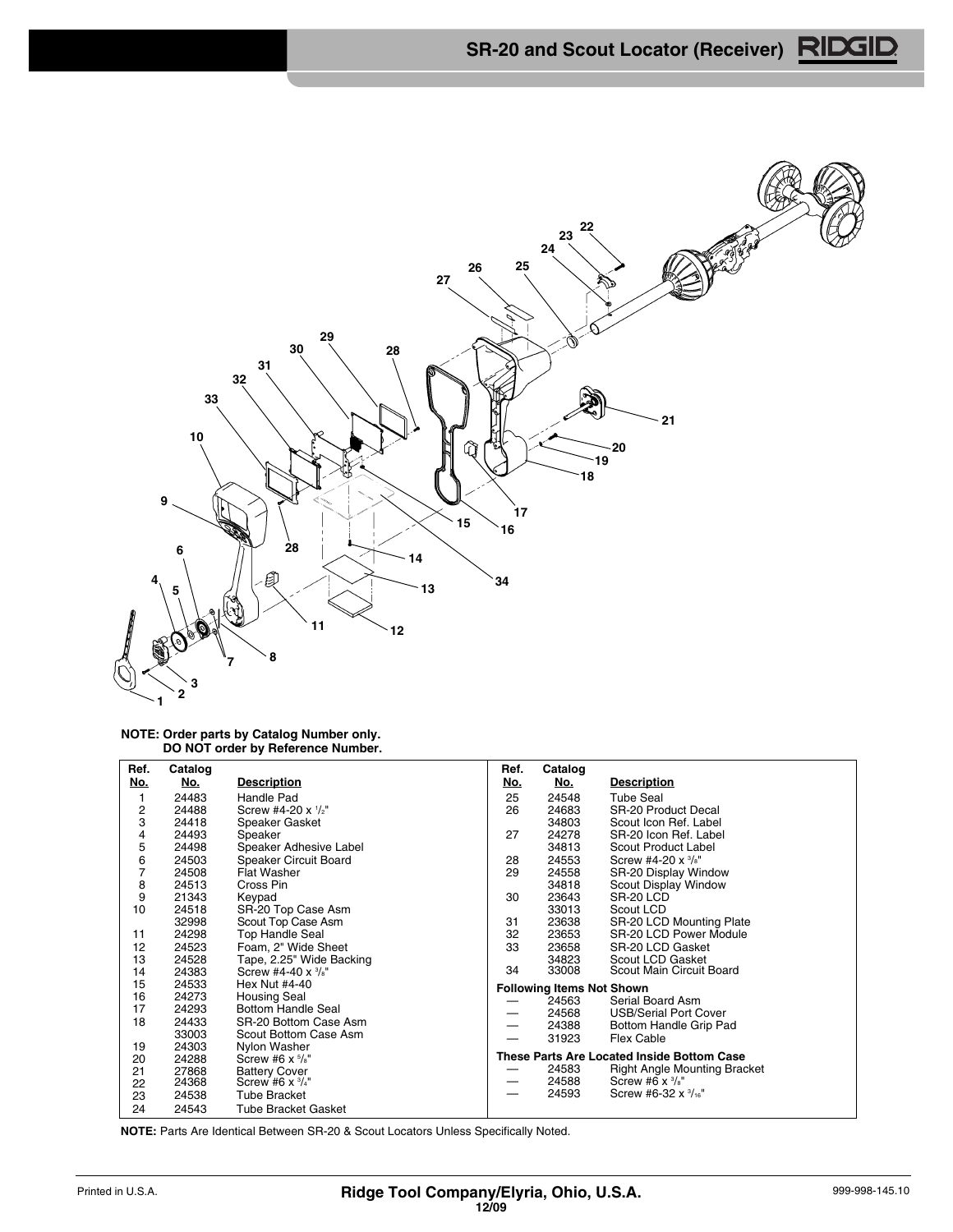# SR-20 and Scout Locator (Receiver)

**NOTE: Order parts by Catalog Number only.**
**DO NOT order by Reference Number.**

| Ref. No. | Catalog No. | Description |
|---|---|---|
| 1 | 24483 | Handle Pad |
| 2 | 24488 | Screw #4-20 x 1/2" |
| 3 | 24418 | Speaker Gasket |
| 4 | 24493 | Speaker |
| 5 | 24498 | Speaker Adhesive Label |
| 6 | 24503 | Speaker Circuit Board |
| 7 | 24508 | Flat Washer |
| 8 | 24513 | Cross Pin |
| 9 | 21343 | Keypad |
| 10 | 24518 | SR-20 Top Case Asm |
| | 32998 | Scout Top Case Asm |
| 11 | 24298 | Top Handle Seal |
| 12 | 24523 | Foam, 2" Wide Sheet |
| 13 | 24528 | Tape, 2.25" Wide Backing |
| 14 | 24383 | Screw #4-40 x 3/8" |
| 15 | 24533 | Hex Nut #4-40 |
| 16 | 24273 | Housing Seal |
| 17 | 24293 | Bottom Handle Seal |
| 18 | 24433 | SR-20 Bottom Case Asm |
| | 33003 | Scout Bottom Case Asm |
| 19 | 24303 | Nylon Washer |
| 20 | 24288 | Screw #6 x 5/8" |
| 21 | 27868 | Battery Cover |
| 22 | 24368 | Screw #6 x 3/4" |
| 23 | 24538 | Tube Bracket |
| 24 | 24543 | Tube Bracket Gasket |
| 25 | 24548 | Tube Seal |
| 26 | 24683 | SR-20 Product Decal |
| | 34803 | Scout Icon Ref. Label |
| 27 | 24278 | SR-20 Icon Ref. Label |
| | 34813 | Scout Product Label |
| 28 | 24553 | Screw #4-20 x 3/8" |
| 29 | 24558 | SR-20 Display Window |
| | 34818 | Scout Display Window |
| 30 | 23643 | SR-20 LCD |
| | 33013 | Scout LCD |
| 31 | 23638 | SR-20 LCD Mounting Plate |
| 32 | 23653 | SR-20 LCD Power Module |
| 33 | 23658 | SR-20 LCD Gasket |
| | 34823 | Scout LCD Gasket |
| 34 | 33008 | Scout Main Circuit Board |
| **Following Items Not Shown** | | |
| — | 24563 | Serial Board Asm |
| — | 24568 | USB/Serial Port Cover |
| — | 24388 | Bottom Handle Grip Pad |
| — | 31923 | Flex Cable |
| **These Parts Are Located Inside Bottom Case** | | |
| — | 24583 | Right Angle Mounting Bracket |
| — | 24588 | Screw #6 x 3/8" |
| — | 24593 | Screw #6-32 x 3/16" |

**NOTE:** Parts Are Identical Between SR-20 & Scout Locators Unless Specifically Noted.

Printed in U.S.A. **Ridge Tool Company/Elyria, Ohio, U.S.A.** 12/09 999-998-145.10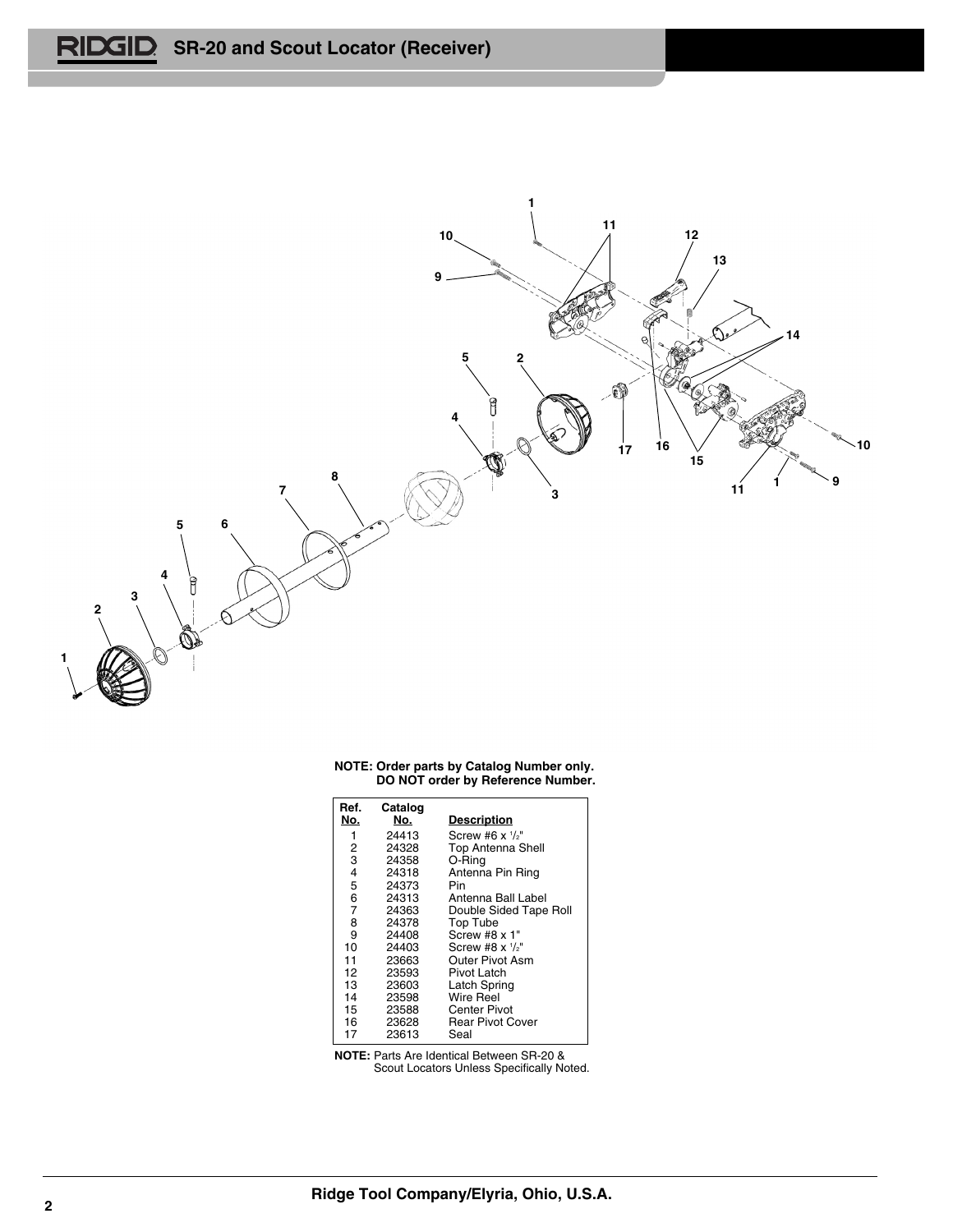## SR-20 and Scout Locator (Receiver)

**NOTE: Order parts by Catalog Number only.
DO NOT order by Reference Number.**

| Ref. No. | Catalog No. | Description |
|---|---|---|
| 1 | 24413 | Screw #6 x 1/2" |
| 2 | 24328 | Top Antenna Shell |
| 3 | 24358 | O-Ring |
| 4 | 24318 | Antenna Pin Ring |
| 5 | 24373 | Pin |
| 6 | 24313 | Antenna Ball Label |
| 7 | 24363 | Double Sided Tape Roll |
| 8 | 24378 | Top Tube |
| 9 | 24408 | Screw #8 x 1" |
| 10 | 24403 | Screw #8 x 1/2" |
| 11 | 23663 | Outer Pivot Asm |
| 12 | 23593 | Pivot Latch |
| 13 | 23603 | Latch Spring |
| 14 | 23598 | Wire Reel |
| 15 | 23588 | Center Pivot |
| 16 | 23628 | Rear Pivot Cover |
| 17 | 23613 | Seal |

**NOTE:** Parts Are Identical Between SR-20 & Scout Locators Unless Specifically Noted.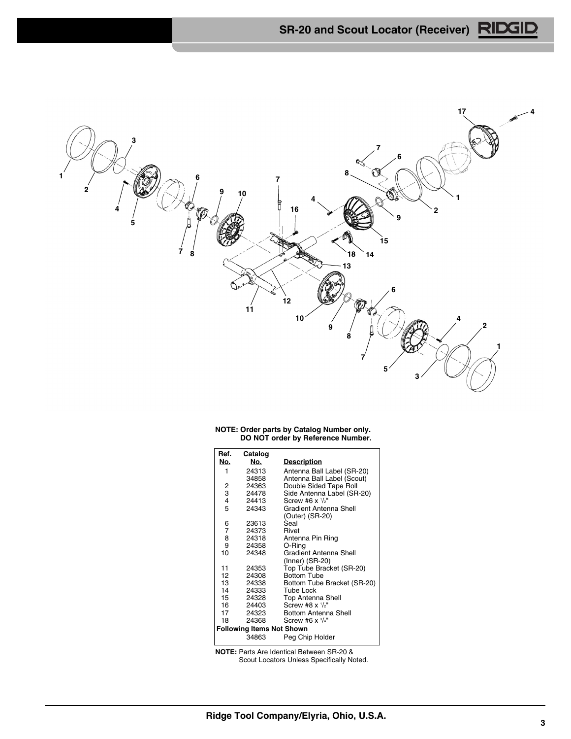## SR-20 and Scout Locator (Receiver)

**NOTE: Order parts by Catalog Number only. DO NOT order by Reference Number.**

| Ref. No. | Catalog No. | Description |
|---|---|---|
| 1 | 24313 | Antenna Ball Label (SR-20) |
| | 34858 | Antenna Ball Label (Scout) |
| 2 | 24363 | Double Sided Tape Roll |
| 3 | 24478 | Side Antenna Label (SR-20) |
| 4 | 24413 | Screw #6 x 1/2" |
| 5 | 24343 | Gradient Antenna Shell (Outer) (SR-20) |
| 6 | 23613 | Seal |
| 7 | 24373 | Rivet |
| 8 | 24318 | Antenna Pin Ring |
| 9 | 24358 | O-Ring |
| 10 | 24348 | Gradient Antenna Shell (Inner) (SR-20) |
| 11 | 24353 | Top Tube Bracket (SR-20) |
| 12 | 24308 | Bottom Tube |
| 13 | 24338 | Bottom Tube Bracket (SR-20) |
| 14 | 24333 | Tube Lock |
| 15 | 24328 | Top Antenna Shell |
| 16 | 24403 | Screw #8 x 1/2" |
| 17 | 24323 | Bottom Antenna Shell |
| 18 | 24368 | Screw #6 x 3/4" |
| **Following Items Not Shown** | | |
| | 34863 | Peg Chip Holder |

**NOTE:** Parts Are Identical Between SR-20 & Scout Locators Unless Specifically Noted.

**Ridge Tool Company/Elyria, Ohio, U.S.A.**